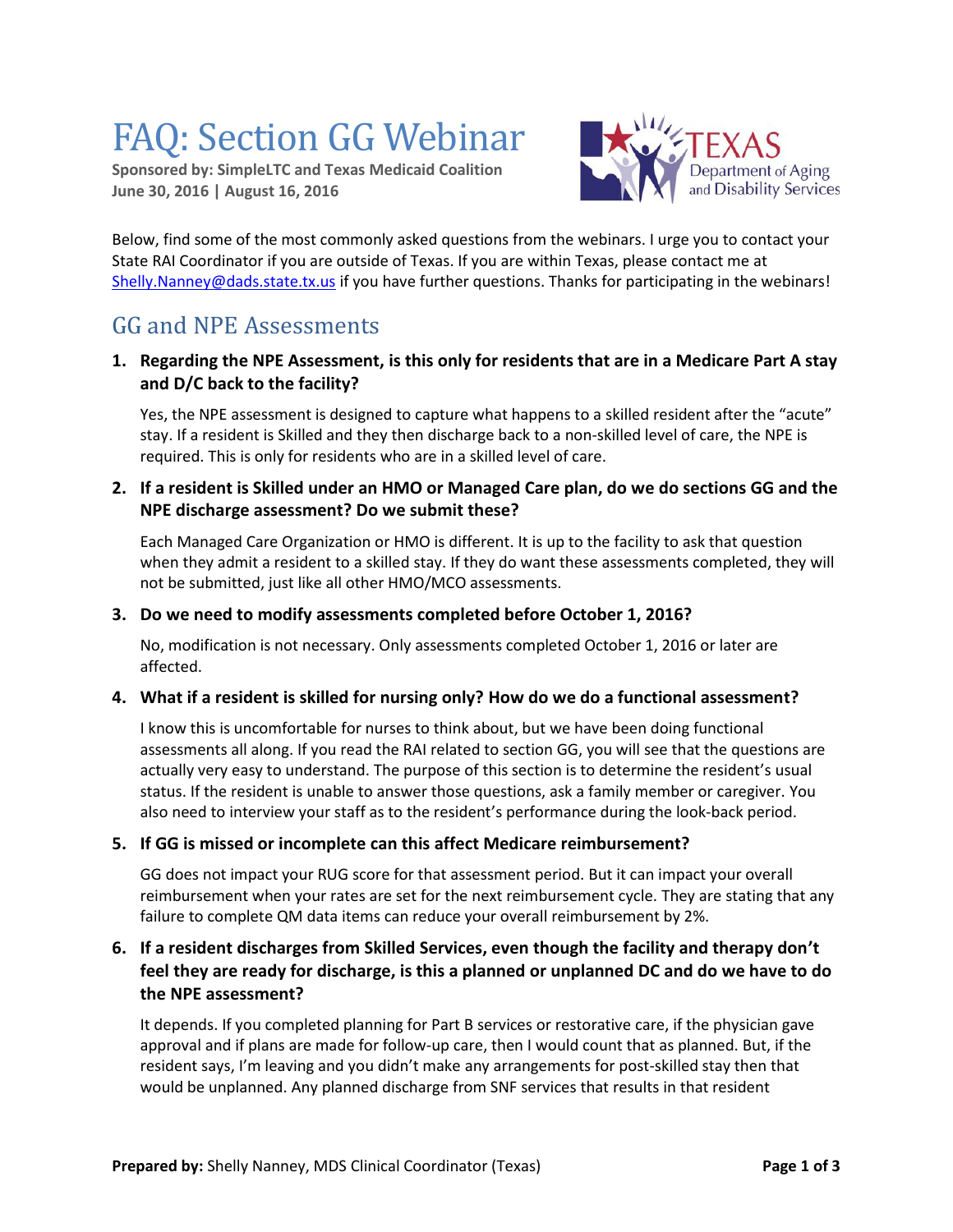# FAQ: Section GG Webinar

**Sponsored by: SimpleLTC and Texas Medicaid Coalition**
**June 30, 2016 | August 16, 2016**

Below, find some of the most commonly asked questions from the webinars. I urge you to contact your State RAI Coordinator if you are outside of Texas. If you are within Texas, please contact me at Shelly.Nanney@dads.state.tx.us if you have further questions. Thanks for participating in the webinars!

## GG and NPE Assessments

1. **Regarding the NPE Assessment, is this only for residents that are in a Medicare Part A stay and D/C back to the facility?**

   Yes, the NPE assessment is designed to capture what happens to a skilled resident after the "acute" stay. If a resident is Skilled and they then discharge back to a non-skilled level of care, the NPE is required. This is only for residents who are in a skilled level of care.

2. **If a resident is Skilled under an HMO or Managed Care plan, do we do sections GG and the NPE discharge assessment? Do we submit these?**

   Each Managed Care Organization or HMO is different. It is up to the facility to ask that question when they admit a resident to a skilled stay. If they do want these assessments completed, they will not be submitted, just like all other HMO/MCO assessments.

3. **Do we need to modify assessments completed before October 1, 2016?**

   No, modification is not necessary. Only assessments completed October 1, 2016 or later are affected.

4. **What if a resident is skilled for nursing only? How do we do a functional assessment?**

   I know this is uncomfortable for nurses to think about, but we have been doing functional assessments all along. If you read the RAI related to section GG, you will see that the questions are actually very easy to understand. The purpose of this section is to determine the resident's usual status. If the resident is unable to answer those questions, ask a family member or caregiver. You also need to interview your staff as to the resident's performance during the look-back period.

5. **If GG is missed or incomplete can this affect Medicare reimbursement?**

   GG does not impact your RUG score for that assessment period. But it can impact your overall reimbursement when your rates are set for the next reimbursement cycle. They are stating that any failure to complete QM data items can reduce your overall reimbursement by 2%.

6. **If a resident discharges from Skilled Services, even though the facility and therapy don't feel they are ready for discharge, is this a planned or unplanned DC and do we have to do the NPE assessment?**

   It depends. If you completed planning for Part B services or restorative care, if the physician gave approval and if plans are made for follow-up care, then I would count that as planned. But, if the resident says, I'm leaving and you didn't make any arrangements for post-skilled stay then that would be unplanned. Any planned discharge from SNF services that results in that resident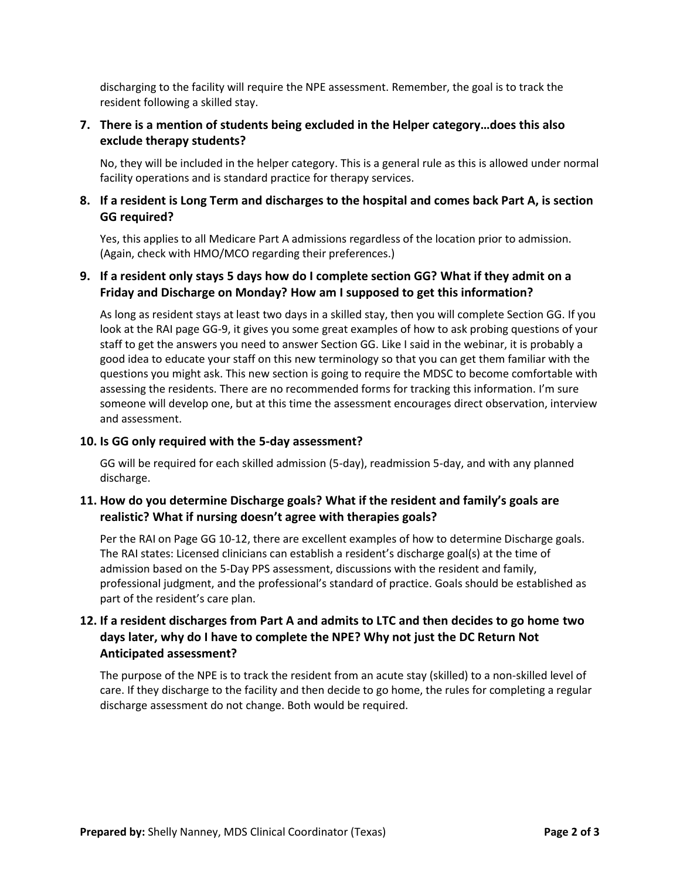discharging to the facility will require the NPE assessment. Remember, the goal is to track the resident following a skilled stay.

**7. There is a mention of students being excluded in the Helper category…does this also exclude therapy students?**

No, they will be included in the helper category. This is a general rule as this is allowed under normal facility operations and is standard practice for therapy services.

**8. If a resident is Long Term and discharges to the hospital and comes back Part A, is section GG required?**

Yes, this applies to all Medicare Part A admissions regardless of the location prior to admission. (Again, check with HMO/MCO regarding their preferences.)

**9. If a resident only stays 5 days how do I complete section GG? What if they admit on a Friday and Discharge on Monday? How am I supposed to get this information?**

As long as resident stays at least two days in a skilled stay, then you will complete Section GG. If you look at the RAI page GG-9, it gives you some great examples of how to ask probing questions of your staff to get the answers you need to answer Section GG. Like I said in the webinar, it is probably a good idea to educate your staff on this new terminology so that you can get them familiar with the questions you might ask. This new section is going to require the MDSC to become comfortable with assessing the residents. There are no recommended forms for tracking this information. I'm sure someone will develop one, but at this time the assessment encourages direct observation, interview and assessment.

**10. Is GG only required with the 5-day assessment?**

GG will be required for each skilled admission (5-day), readmission 5-day, and with any planned discharge.

**11. How do you determine Discharge goals? What if the resident and family's goals are realistic? What if nursing doesn't agree with therapies goals?**

Per the RAI on Page GG 10-12, there are excellent examples of how to determine Discharge goals. The RAI states: Licensed clinicians can establish a resident's discharge goal(s) at the time of admission based on the 5-Day PPS assessment, discussions with the resident and family, professional judgment, and the professional's standard of practice. Goals should be established as part of the resident's care plan.

**12. If a resident discharges from Part A and admits to LTC and then decides to go home two days later, why do I have to complete the NPE? Why not just the DC Return Not Anticipated assessment?**

The purpose of the NPE is to track the resident from an acute stay (skilled) to a non-skilled level of care. If they discharge to the facility and then decide to go home, the rules for completing a regular discharge assessment do not change. Both would be required.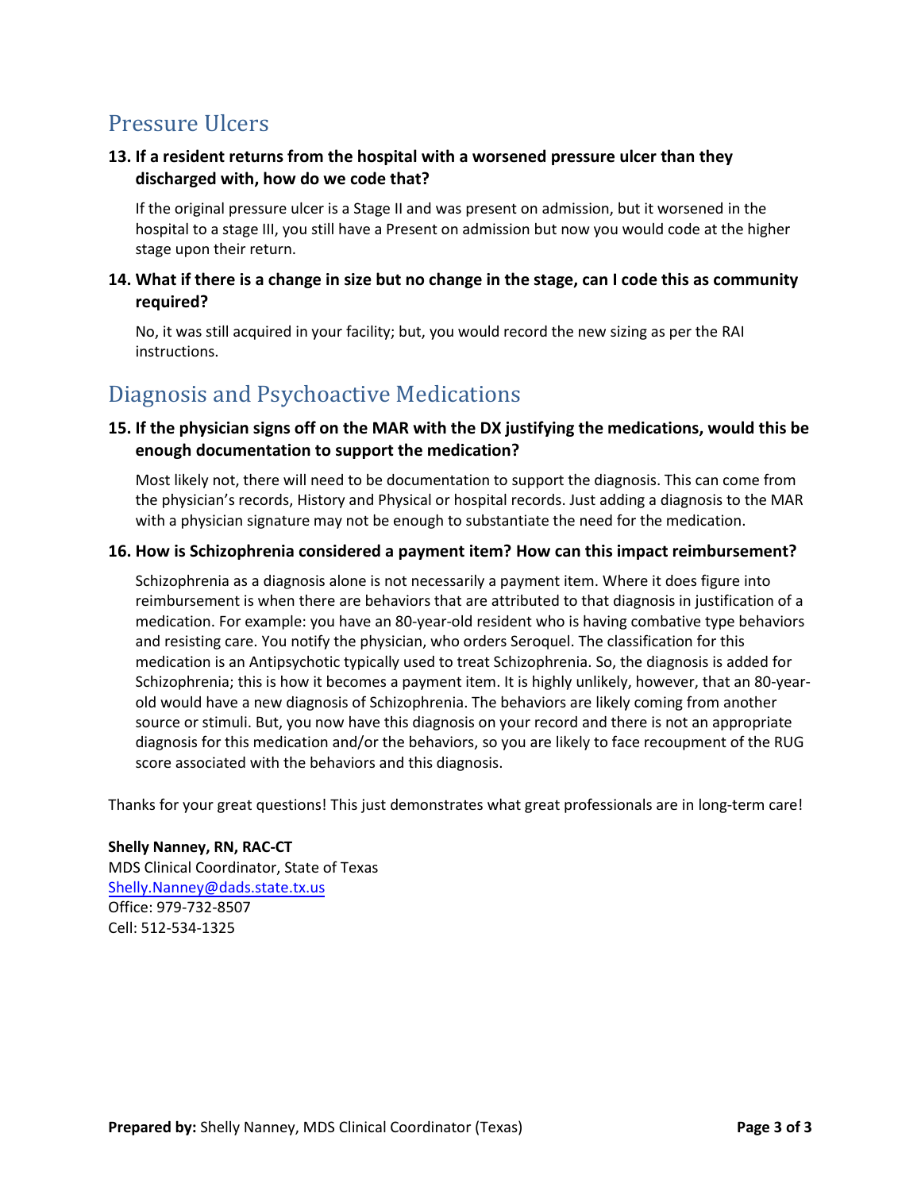## Pressure Ulcers

### 13. If a resident returns from the hospital with a worsened pressure ulcer than they discharged with, how do we code that?

If the original pressure ulcer is a Stage II and was present on admission, but it worsened in the hospital to a stage III, you still have a Present on admission but now you would code at the higher stage upon their return.

### 14. What if there is a change in size but no change in the stage, can I code this as community required?

No, it was still acquired in your facility; but, you would record the new sizing as per the RAI instructions.

## Diagnosis and Psychoactive Medications

### 15. If the physician signs off on the MAR with the DX justifying the medications, would this be enough documentation to support the medication?

Most likely not, there will need to be documentation to support the diagnosis. This can come from the physician's records, History and Physical or hospital records. Just adding a diagnosis to the MAR with a physician signature may not be enough to substantiate the need for the medication.

### 16. How is Schizophrenia considered a payment item? How can this impact reimbursement?

Schizophrenia as a diagnosis alone is not necessarily a payment item. Where it does figure into reimbursement is when there are behaviors that are attributed to that diagnosis in justification of a medication. For example: you have an 80-year-old resident who is having combative type behaviors and resisting care. You notify the physician, who orders Seroquel. The classification for this medication is an Antipsychotic typically used to treat Schizophrenia. So, the diagnosis is added for Schizophrenia; this is how it becomes a payment item. It is highly unlikely, however, that an 80-year-old would have a new diagnosis of Schizophrenia. The behaviors are likely coming from another source or stimuli. But, you now have this diagnosis on your record and there is not an appropriate diagnosis for this medication and/or the behaviors, so you are likely to face recoupment of the RUG score associated with the behaviors and this diagnosis.

Thanks for your great questions! This just demonstrates what great professionals are in long-term care!

**Shelly Nanney, RN, RAC-CT**
MDS Clinical Coordinator, State of Texas
Shelly.Nanney@dads.state.tx.us
Office: 979-732-8507
Cell: 512-534-1325

**Prepared by:** Shelly Nanney, MDS Clinical Coordinator (Texas)